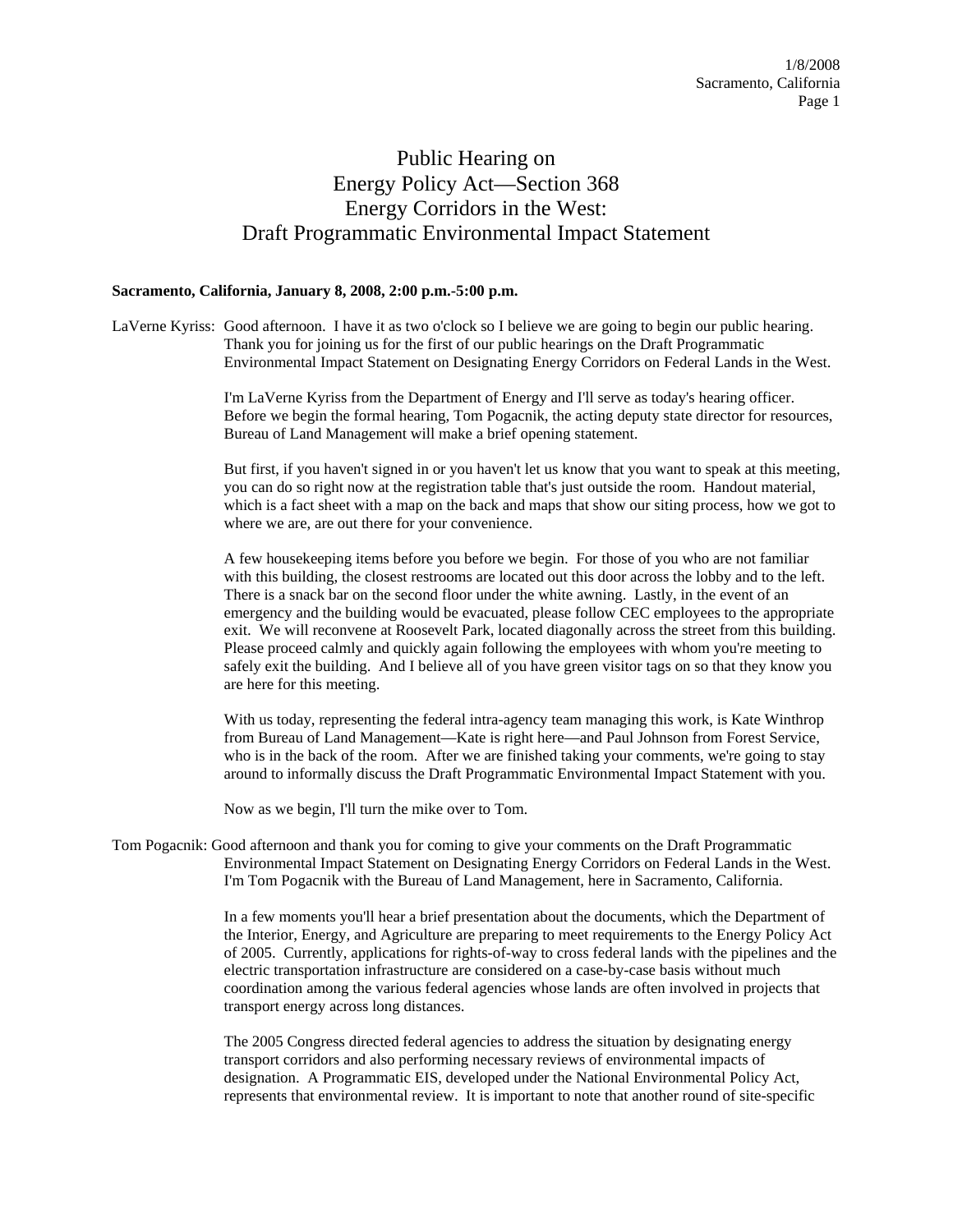# Public Hearing on Energy Policy Act—Section 368 Energy Corridors in the West: Draft Programmatic Environmental Impact Statement

**Sacramento, California, January 8, 2008, 2:00 p.m.-5:00 p.m.**

LaVerne Kyriss: Good afternoon. I have it as two o'clock so I believe we are going to begin our public hearing. Thank you for joining us for the first of our public hearings on the Draft Programmatic Environmental Impact Statement on Designating Energy Corridors on Federal Lands in the West.

I'm LaVerne Kyriss from the Department of Energy and I'll serve as today's hearing officer. Before we begin the formal hearing, Tom Pogacnik, the acting deputy state director for resources, Bureau of Land Management will make a brief opening statement.

But first, if you haven't signed in or you haven't let us know that you want to speak at this meeting, you can do so right now at the registration table that's just outside the room. Handout material, which is a fact sheet with a map on the back and maps that show our siting process, how we got to where we are, are out there for your convenience.

A few housekeeping items before you before we begin. For those of you who are not familiar with this building, the closest restrooms are located out this door across the lobby and to the left. There is a snack bar on the second floor under the white awning. Lastly, in the event of an emergency and the building would be evacuated, please follow CEC employees to the appropriate exit. We will reconvene at Roosevelt Park, located diagonally across the street from this building. Please proceed calmly and quickly again following the employees with whom you're meeting to safely exit the building. And I believe all of you have green visitor tags on so that they know you are here for this meeting.

With us today, representing the federal intra-agency team managing this work, is Kate Winthrop from Bureau of Land Management—Kate is right here—and Paul Johnson from Forest Service, who is in the back of the room. After we are finished taking your comments, we're going to stay around to informally discuss the Draft Programmatic Environmental Impact Statement with you.

Now as we begin, I'll turn the mike over to Tom.

Tom Pogacnik: Good afternoon and thank you for coming to give your comments on the Draft Programmatic Environmental Impact Statement on Designating Energy Corridors on Federal Lands in the West. I'm Tom Pogacnik with the Bureau of Land Management, here in Sacramento, California.

In a few moments you'll hear a brief presentation about the documents, which the Department of the Interior, Energy, and Agriculture are preparing to meet requirements to the Energy Policy Act of 2005. Currently, applications for rights-of-way to cross federal lands with the pipelines and the electric transportation infrastructure are considered on a case-by-case basis without much coordination among the various federal agencies whose lands are often involved in projects that transport energy across long distances.

The 2005 Congress directed federal agencies to address the situation by designating energy transport corridors and also performing necessary reviews of environmental impacts of designation. A Programmatic EIS, developed under the National Environmental Policy Act, represents that environmental review. It is important to note that another round of site-specific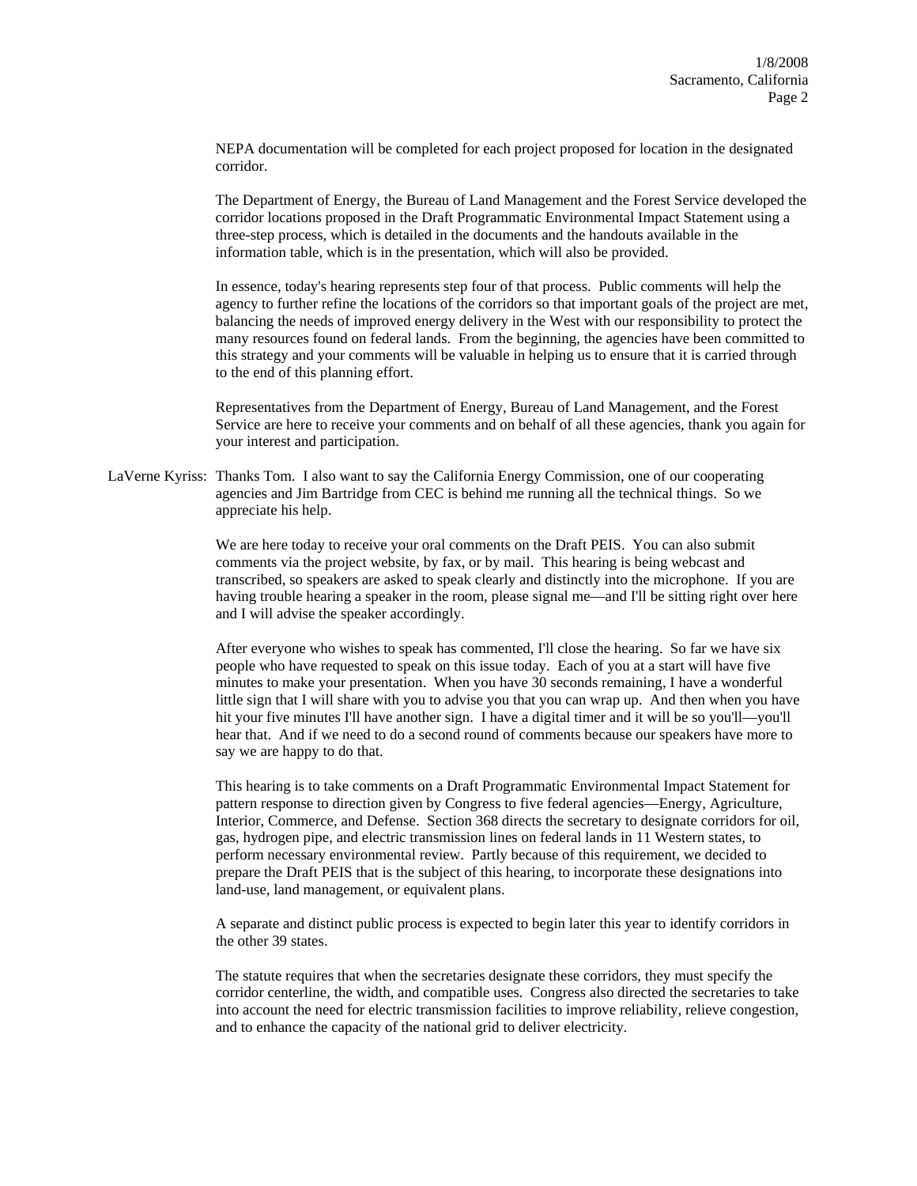NEPA documentation will be completed for each project proposed for location in the designated corridor.

The Department of Energy, the Bureau of Land Management and the Forest Service developed the corridor locations proposed in the Draft Programmatic Environmental Impact Statement using a three-step process, which is detailed in the documents and the handouts available in the information table, which is in the presentation, which will also be provided.

In essence, today's hearing represents step four of that process. Public comments will help the agency to further refine the locations of the corridors so that important goals of the project are met, balancing the needs of improved energy delivery in the West with our responsibility to protect the many resources found on federal lands. From the beginning, the agencies have been committed to this strategy and your comments will be valuable in helping us to ensure that it is carried through to the end of this planning effort.

Representatives from the Department of Energy, Bureau of Land Management, and the Forest Service are here to receive your comments and on behalf of all these agencies, thank you again for your interest and participation.

LaVerne Kyriss: Thanks Tom. I also want to say the California Energy Commission, one of our cooperating agencies and Jim Bartridge from CEC is behind me running all the technical things. So we appreciate his help.

We are here today to receive your oral comments on the Draft PEIS. You can also submit comments via the project website, by fax, or by mail. This hearing is being webcast and transcribed, so speakers are asked to speak clearly and distinctly into the microphone. If you are having trouble hearing a speaker in the room, please signal me—and I'll be sitting right over here and I will advise the speaker accordingly.

After everyone who wishes to speak has commented, I'll close the hearing. So far we have six people who have requested to speak on this issue today. Each of you at a start will have five minutes to make your presentation. When you have 30 seconds remaining, I have a wonderful little sign that I will share with you to advise you that you can wrap up. And then when you have hit your five minutes I'll have another sign. I have a digital timer and it will be so you'll—you'll hear that. And if we need to do a second round of comments because our speakers have more to say we are happy to do that.

This hearing is to take comments on a Draft Programmatic Environmental Impact Statement for pattern response to direction given by Congress to five federal agencies—Energy, Agriculture, Interior, Commerce, and Defense. Section 368 directs the secretary to designate corridors for oil, gas, hydrogen pipe, and electric transmission lines on federal lands in 11 Western states, to perform necessary environmental review. Partly because of this requirement, we decided to prepare the Draft PEIS that is the subject of this hearing, to incorporate these designations into land-use, land management, or equivalent plans.

A separate and distinct public process is expected to begin later this year to identify corridors in the other 39 states.

The statute requires that when the secretaries designate these corridors, they must specify the corridor centerline, the width, and compatible uses. Congress also directed the secretaries to take into account the need for electric transmission facilities to improve reliability, relieve congestion, and to enhance the capacity of the national grid to deliver electricity.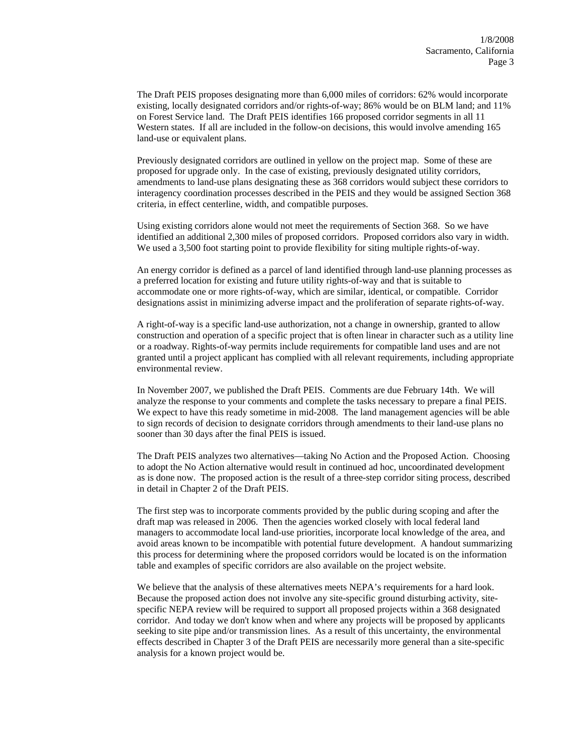The Draft PEIS proposes designating more than 6,000 miles of corridors: 62% would incorporate existing, locally designated corridors and/or rights-of-way; 86% would be on BLM land; and 11% on Forest Service land. The Draft PEIS identifies 166 proposed corridor segments in all 11 Western states. If all are included in the follow-on decisions, this would involve amending 165 land-use or equivalent plans.

Previously designated corridors are outlined in yellow on the project map. Some of these are proposed for upgrade only. In the case of existing, previously designated utility corridors, amendments to land-use plans designating these as 368 corridors would subject these corridors to interagency coordination processes described in the PEIS and they would be assigned Section 368 criteria, in effect centerline, width, and compatible purposes.

Using existing corridors alone would not meet the requirements of Section 368. So we have identified an additional 2,300 miles of proposed corridors. Proposed corridors also vary in width. We used a 3,500 foot starting point to provide flexibility for siting multiple rights-of-way.

An energy corridor is defined as a parcel of land identified through land-use planning processes as a preferred location for existing and future utility rights-of-way and that is suitable to accommodate one or more rights-of-way, which are similar, identical, or compatible. Corridor designations assist in minimizing adverse impact and the proliferation of separate rights-of-way.

A right-of-way is a specific land-use authorization, not a change in ownership, granted to allow construction and operation of a specific project that is often linear in character such as a utility line or a roadway. Rights-of-way permits include requirements for compatible land uses and are not granted until a project applicant has complied with all relevant requirements, including appropriate environmental review.

In November 2007, we published the Draft PEIS. Comments are due February 14th. We will analyze the response to your comments and complete the tasks necessary to prepare a final PEIS. We expect to have this ready sometime in mid-2008. The land management agencies will be able to sign records of decision to designate corridors through amendments to their land-use plans no sooner than 30 days after the final PEIS is issued.

The Draft PEIS analyzes two alternatives—taking No Action and the Proposed Action. Choosing to adopt the No Action alternative would result in continued ad hoc, uncoordinated development as is done now. The proposed action is the result of a three-step corridor siting process, described in detail in Chapter 2 of the Draft PEIS.

The first step was to incorporate comments provided by the public during scoping and after the draft map was released in 2006. Then the agencies worked closely with local federal land managers to accommodate local land-use priorities, incorporate local knowledge of the area, and avoid areas known to be incompatible with potential future development. A handout summarizing this process for determining where the proposed corridors would be located is on the information table and examples of specific corridors are also available on the project website.

We believe that the analysis of these alternatives meets NEPA's requirements for a hard look. Because the proposed action does not involve any site-specific ground disturbing activity, site-specific NEPA review will be required to support all proposed projects within a 368 designated corridor. And today we don't know when and where any projects will be proposed by applicants seeking to site pipe and/or transmission lines. As a result of this uncertainty, the environmental effects described in Chapter 3 of the Draft PEIS are necessarily more general than a site-specific analysis for a known project would be.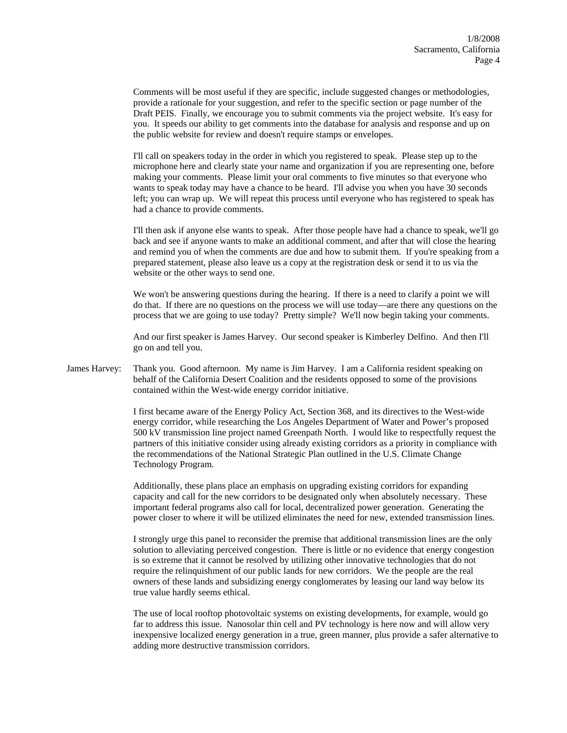Comments will be most useful if they are specific, include suggested changes or methodologies, provide a rationale for your suggestion, and refer to the specific section or page number of the Draft PEIS. Finally, we encourage you to submit comments via the project website. It's easy for you. It speeds our ability to get comments into the database for analysis and response and up on the public website for review and doesn't require stamps or envelopes.

I'll call on speakers today in the order in which you registered to speak. Please step up to the microphone here and clearly state your name and organization if you are representing one, before making your comments. Please limit your oral comments to five minutes so that everyone who wants to speak today may have a chance to be heard. I'll advise you when you have 30 seconds left; you can wrap up. We will repeat this process until everyone who has registered to speak has had a chance to provide comments.

I'll then ask if anyone else wants to speak. After those people have had a chance to speak, we'll go back and see if anyone wants to make an additional comment, and after that will close the hearing and remind you of when the comments are due and how to submit them. If you're speaking from a prepared statement, please also leave us a copy at the registration desk or send it to us via the website or the other ways to send one.

We won't be answering questions during the hearing. If there is a need to clarify a point we will do that. If there are no questions on the process we will use today—are there any questions on the process that we are going to use today? Pretty simple? We'll now begin taking your comments.

And our first speaker is James Harvey. Our second speaker is Kimberley Delfino. And then I'll go on and tell you.

James Harvey: Thank you. Good afternoon. My name is Jim Harvey. I am a California resident speaking on behalf of the California Desert Coalition and the residents opposed to some of the provisions contained within the West-wide energy corridor initiative.

I first became aware of the Energy Policy Act, Section 368, and its directives to the West-wide energy corridor, while researching the Los Angeles Department of Water and Power's proposed 500 kV transmission line project named Greenpath North. I would like to respectfully request the partners of this initiative consider using already existing corridors as a priority in compliance with the recommendations of the National Strategic Plan outlined in the U.S. Climate Change Technology Program.

Additionally, these plans place an emphasis on upgrading existing corridors for expanding capacity and call for the new corridors to be designated only when absolutely necessary. These important federal programs also call for local, decentralized power generation. Generating the power closer to where it will be utilized eliminates the need for new, extended transmission lines.

I strongly urge this panel to reconsider the premise that additional transmission lines are the only solution to alleviating perceived congestion. There is little or no evidence that energy congestion is so extreme that it cannot be resolved by utilizing other innovative technologies that do not require the relinquishment of our public lands for new corridors. We the people are the real owners of these lands and subsidizing energy conglomerates by leasing our land way below its true value hardly seems ethical.

The use of local rooftop photovoltaic systems on existing developments, for example, would go far to address this issue. Nanosolar thin cell and PV technology is here now and will allow very inexpensive localized energy generation in a true, green manner, plus provide a safer alternative to adding more destructive transmission corridors.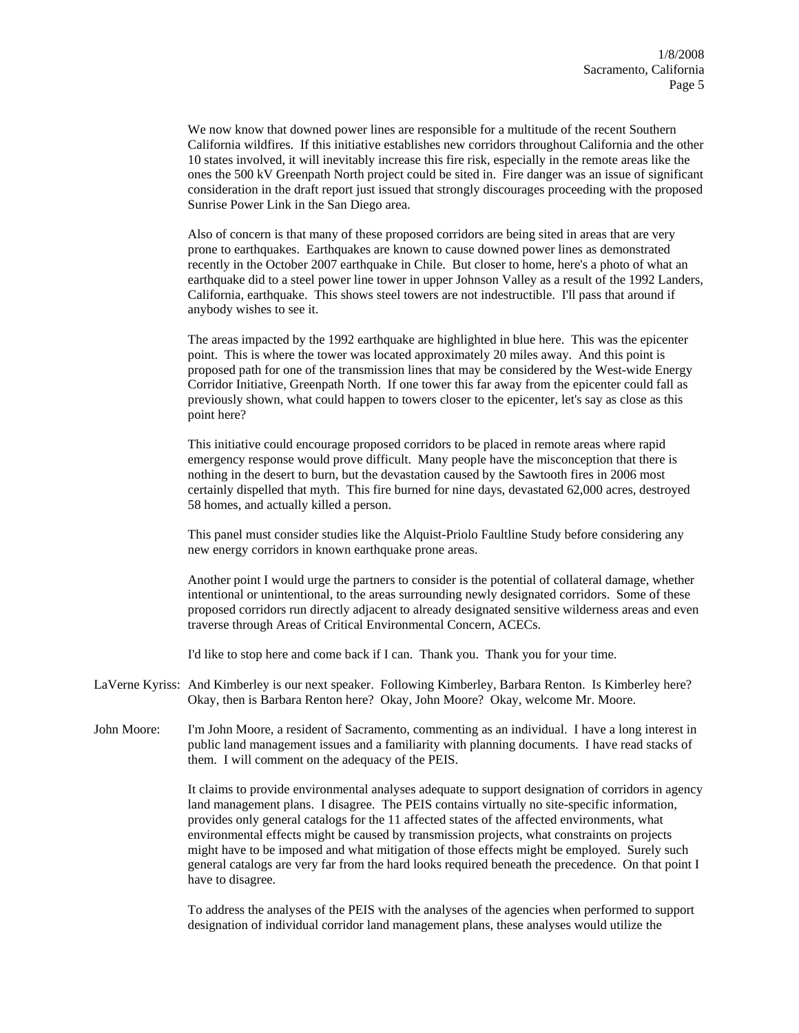We now know that downed power lines are responsible for a multitude of the recent Southern California wildfires. If this initiative establishes new corridors throughout California and the other 10 states involved, it will inevitably increase this fire risk, especially in the remote areas like the ones the 500 kV Greenpath North project could be sited in. Fire danger was an issue of significant consideration in the draft report just issued that strongly discourages proceeding with the proposed Sunrise Power Link in the San Diego area.

Also of concern is that many of these proposed corridors are being sited in areas that are very prone to earthquakes. Earthquakes are known to cause downed power lines as demonstrated recently in the October 2007 earthquake in Chile. But closer to home, here's a photo of what an earthquake did to a steel power line tower in upper Johnson Valley as a result of the 1992 Landers, California, earthquake. This shows steel towers are not indestructible. I'll pass that around if anybody wishes to see it.

The areas impacted by the 1992 earthquake are highlighted in blue here. This was the epicenter point. This is where the tower was located approximately 20 miles away. And this point is proposed path for one of the transmission lines that may be considered by the West-wide Energy Corridor Initiative, Greenpath North. If one tower this far away from the epicenter could fall as previously shown, what could happen to towers closer to the epicenter, let's say as close as this point here?

This initiative could encourage proposed corridors to be placed in remote areas where rapid emergency response would prove difficult. Many people have the misconception that there is nothing in the desert to burn, but the devastation caused by the Sawtooth fires in 2006 most certainly dispelled that myth. This fire burned for nine days, devastated 62,000 acres, destroyed 58 homes, and actually killed a person.

This panel must consider studies like the Alquist-Priolo Faultline Study before considering any new energy corridors in known earthquake prone areas.

Another point I would urge the partners to consider is the potential of collateral damage, whether intentional or unintentional, to the areas surrounding newly designated corridors. Some of these proposed corridors run directly adjacent to already designated sensitive wilderness areas and even traverse through Areas of Critical Environmental Concern, ACECs.

I'd like to stop here and come back if I can. Thank you. Thank you for your time.

LaVerne Kyriss: And Kimberley is our next speaker. Following Kimberley, Barbara Renton. Is Kimberley here? Okay, then is Barbara Renton here? Okay, John Moore? Okay, welcome Mr. Moore.

John Moore: I'm John Moore, a resident of Sacramento, commenting as an individual. I have a long interest in public land management issues and a familiarity with planning documents. I have read stacks of them. I will comment on the adequacy of the PEIS.

It claims to provide environmental analyses adequate to support designation of corridors in agency land management plans. I disagree. The PEIS contains virtually no site-specific information, provides only general catalogs for the 11 affected states of the affected environments, what environmental effects might be caused by transmission projects, what constraints on projects might have to be imposed and what mitigation of those effects might be employed. Surely such general catalogs are very far from the hard looks required beneath the precedence. On that point I have to disagree.

To address the analyses of the PEIS with the analyses of the agencies when performed to support designation of individual corridor land management plans, these analyses would utilize the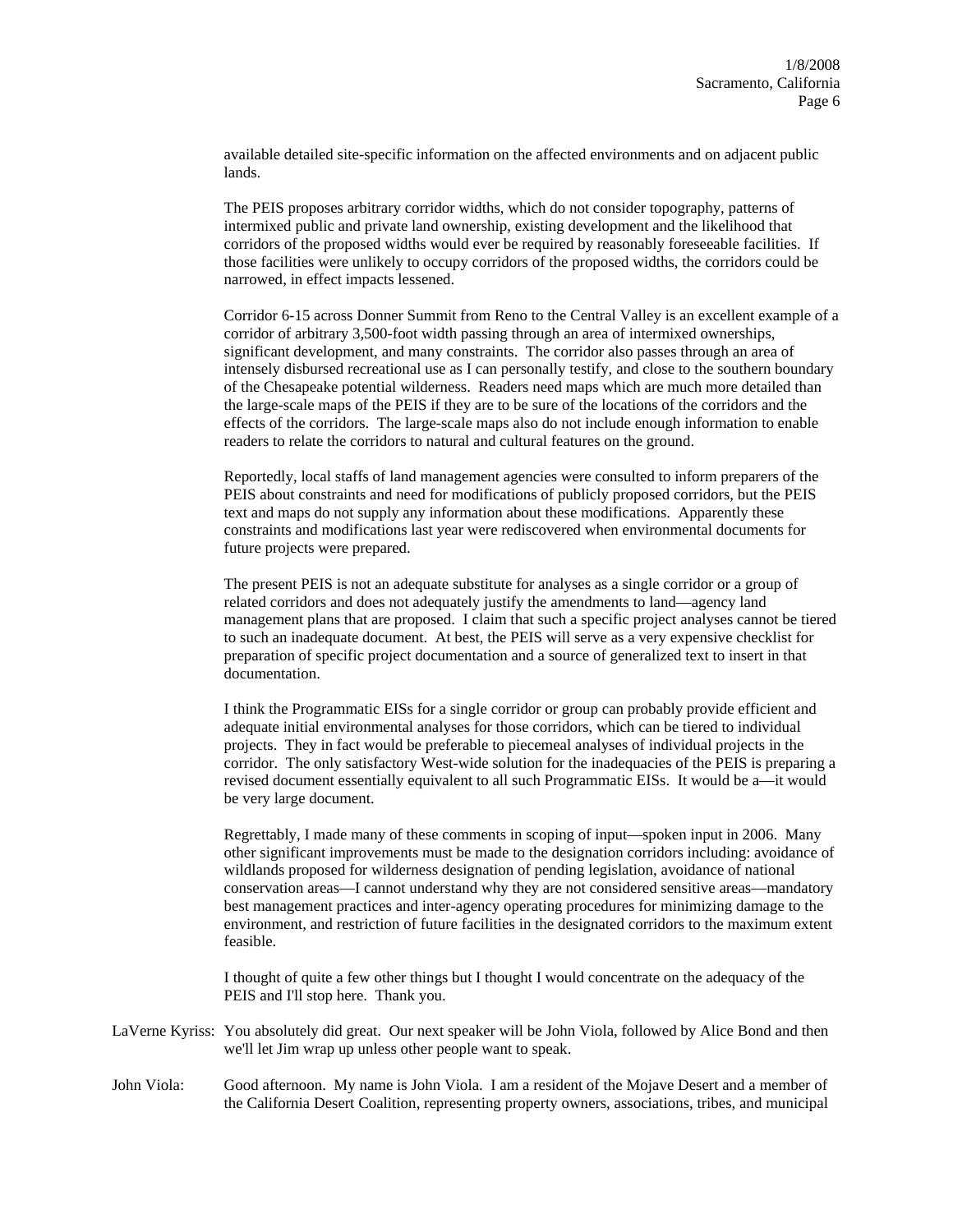available detailed site-specific information on the affected environments and on adjacent public lands.

The PEIS proposes arbitrary corridor widths, which do not consider topography, patterns of intermixed public and private land ownership, existing development and the likelihood that corridors of the proposed widths would ever be required by reasonably foreseeable facilities. If those facilities were unlikely to occupy corridors of the proposed widths, the corridors could be narrowed, in effect impacts lessened.

Corridor 6-15 across Donner Summit from Reno to the Central Valley is an excellent example of a corridor of arbitrary 3,500-foot width passing through an area of intermixed ownerships, significant development, and many constraints. The corridor also passes through an area of intensely disbursed recreational use as I can personally testify, and close to the southern boundary of the Chesapeake potential wilderness. Readers need maps which are much more detailed than the large-scale maps of the PEIS if they are to be sure of the locations of the corridors and the effects of the corridors. The large-scale maps also do not include enough information to enable readers to relate the corridors to natural and cultural features on the ground.

Reportedly, local staffs of land management agencies were consulted to inform preparers of the PEIS about constraints and need for modifications of publicly proposed corridors, but the PEIS text and maps do not supply any information about these modifications. Apparently these constraints and modifications last year were rediscovered when environmental documents for future projects were prepared.

The present PEIS is not an adequate substitute for analyses as a single corridor or a group of related corridors and does not adequately justify the amendments to land—agency land management plans that are proposed. I claim that such a specific project analyses cannot be tiered to such an inadequate document. At best, the PEIS will serve as a very expensive checklist for preparation of specific project documentation and a source of generalized text to insert in that documentation.

I think the Programmatic EISs for a single corridor or group can probably provide efficient and adequate initial environmental analyses for those corridors, which can be tiered to individual projects. They in fact would be preferable to piecemeal analyses of individual projects in the corridor. The only satisfactory West-wide solution for the inadequacies of the PEIS is preparing a revised document essentially equivalent to all such Programmatic EISs. It would be a—it would be very large document.

Regrettably, I made many of these comments in scoping of input—spoken input in 2006. Many other significant improvements must be made to the designation corridors including: avoidance of wildlands proposed for wilderness designation of pending legislation, avoidance of national conservation areas—I cannot understand why they are not considered sensitive areas—mandatory best management practices and inter-agency operating procedures for minimizing damage to the environment, and restriction of future facilities in the designated corridors to the maximum extent feasible.

I thought of quite a few other things but I thought I would concentrate on the adequacy of the PEIS and I'll stop here. Thank you.

LaVerne Kyriss: You absolutely did great. Our next speaker will be John Viola, followed by Alice Bond and then we'll let Jim wrap up unless other people want to speak.

John Viola: Good afternoon. My name is John Viola. I am a resident of the Mojave Desert and a member of the California Desert Coalition, representing property owners, associations, tribes, and municipal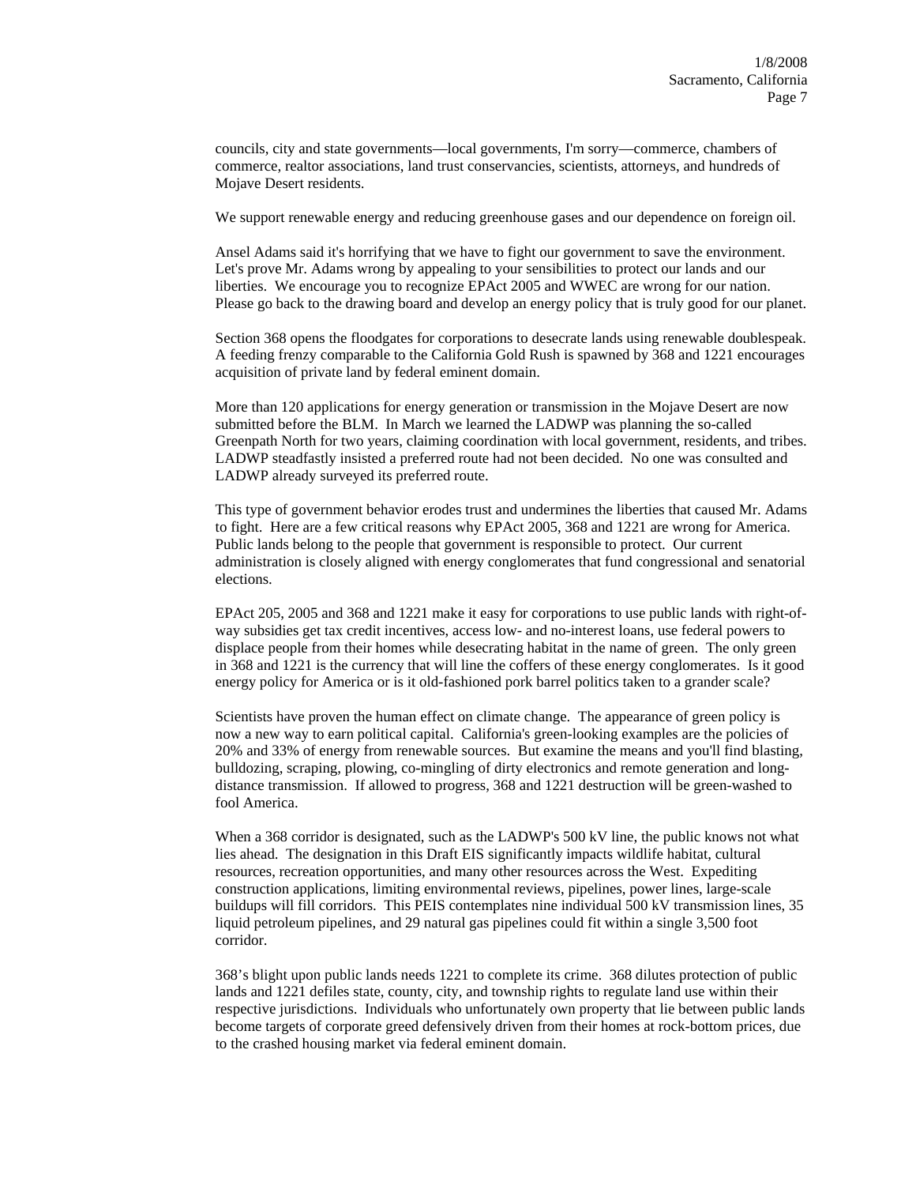councils, city and state governments—local governments, I'm sorry—commerce, chambers of commerce, realtor associations, land trust conservancies, scientists, attorneys, and hundreds of Mojave Desert residents.

We support renewable energy and reducing greenhouse gases and our dependence on foreign oil.

Ansel Adams said it's horrifying that we have to fight our government to save the environment. Let's prove Mr. Adams wrong by appealing to your sensibilities to protect our lands and our liberties. We encourage you to recognize EPAct 2005 and WWEC are wrong for our nation. Please go back to the drawing board and develop an energy policy that is truly good for our planet.

Section 368 opens the floodgates for corporations to desecrate lands using renewable doublespeak. A feeding frenzy comparable to the California Gold Rush is spawned by 368 and 1221 encourages acquisition of private land by federal eminent domain.

More than 120 applications for energy generation or transmission in the Mojave Desert are now submitted before the BLM. In March we learned the LADWP was planning the so-called Greenpath North for two years, claiming coordination with local government, residents, and tribes. LADWP steadfastly insisted a preferred route had not been decided. No one was consulted and LADWP already surveyed its preferred route.

This type of government behavior erodes trust and undermines the liberties that caused Mr. Adams to fight. Here are a few critical reasons why EPAct 2005, 368 and 1221 are wrong for America. Public lands belong to the people that government is responsible to protect. Our current administration is closely aligned with energy conglomerates that fund congressional and senatorial elections.

EPAct 205, 2005 and 368 and 1221 make it easy for corporations to use public lands with right-of-way subsidies get tax credit incentives, access low- and no-interest loans, use federal powers to displace people from their homes while desecrating habitat in the name of green. The only green in 368 and 1221 is the currency that will line the coffers of these energy conglomerates. Is it good energy policy for America or is it old-fashioned pork barrel politics taken to a grander scale?

Scientists have proven the human effect on climate change. The appearance of green policy is now a new way to earn political capital. California's green-looking examples are the policies of 20% and 33% of energy from renewable sources. But examine the means and you'll find blasting, bulldozing, scraping, plowing, co-mingling of dirty electronics and remote generation and long-distance transmission. If allowed to progress, 368 and 1221 destruction will be green-washed to fool America.

When a 368 corridor is designated, such as the LADWP's 500 kV line, the public knows not what lies ahead. The designation in this Draft EIS significantly impacts wildlife habitat, cultural resources, recreation opportunities, and many other resources across the West. Expediting construction applications, limiting environmental reviews, pipelines, power lines, large-scale buildups will fill corridors. This PEIS contemplates nine individual 500 kV transmission lines, 35 liquid petroleum pipelines, and 29 natural gas pipelines could fit within a single 3,500 foot corridor.

368's blight upon public lands needs 1221 to complete its crime. 368 dilutes protection of public lands and 1221 defiles state, county, city, and township rights to regulate land use within their respective jurisdictions. Individuals who unfortunately own property that lie between public lands become targets of corporate greed defensively driven from their homes at rock-bottom prices, due to the crashed housing market via federal eminent domain.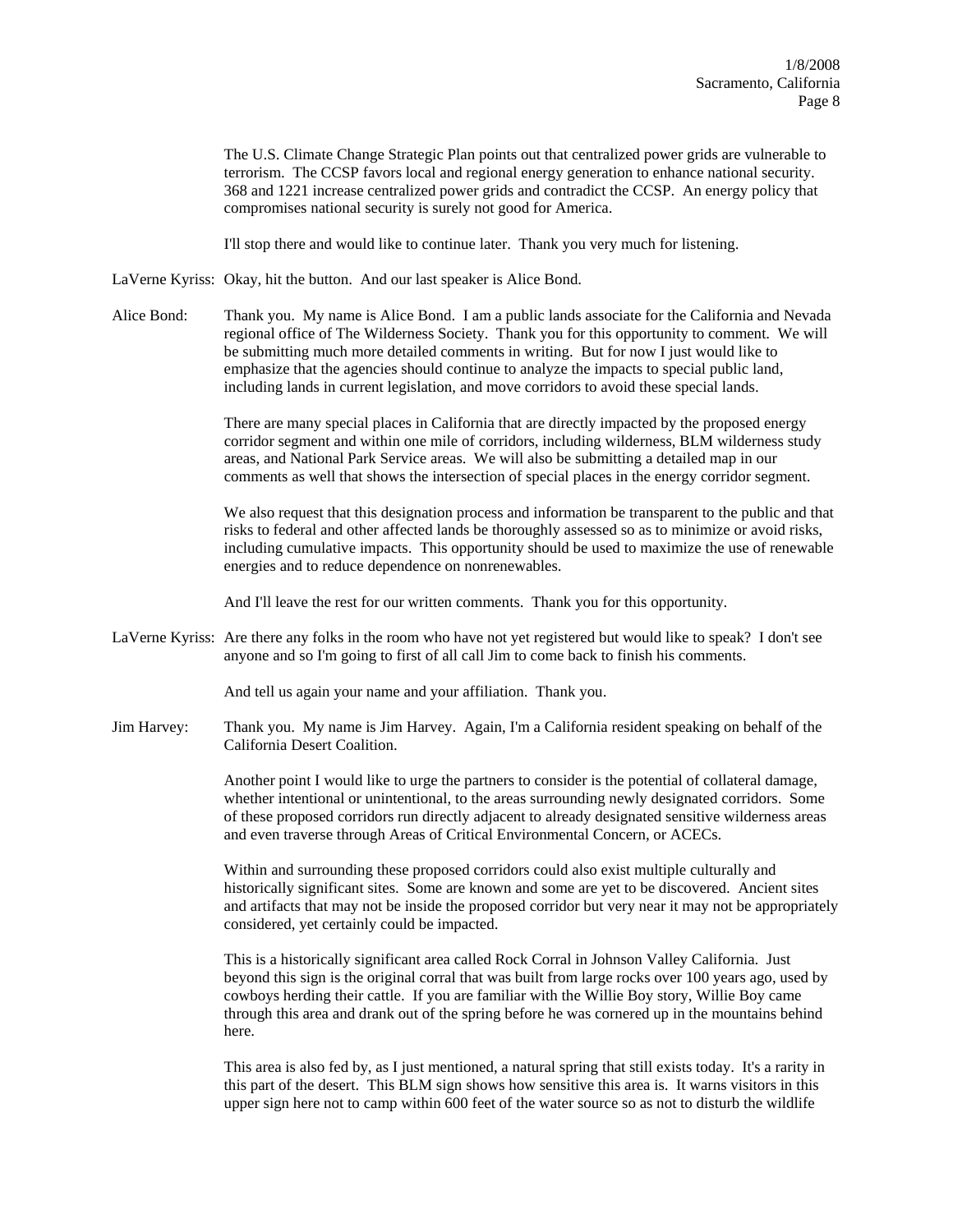The U.S. Climate Change Strategic Plan points out that centralized power grids are vulnerable to terrorism. The CCSP favors local and regional energy generation to enhance national security. 368 and 1221 increase centralized power grids and contradict the CCSP. An energy policy that compromises national security is surely not good for America.

I'll stop there and would like to continue later. Thank you very much for listening.

LaVerne Kyriss: Okay, hit the button. And our last speaker is Alice Bond.

Alice Bond: Thank you. My name is Alice Bond. I am a public lands associate for the California and Nevada regional office of The Wilderness Society. Thank you for this opportunity to comment. We will be submitting much more detailed comments in writing. But for now I just would like to emphasize that the agencies should continue to analyze the impacts to special public land, including lands in current legislation, and move corridors to avoid these special lands.

There are many special places in California that are directly impacted by the proposed energy corridor segment and within one mile of corridors, including wilderness, BLM wilderness study areas, and National Park Service areas. We will also be submitting a detailed map in our comments as well that shows the intersection of special places in the energy corridor segment.

We also request that this designation process and information be transparent to the public and that risks to federal and other affected lands be thoroughly assessed so as to minimize or avoid risks, including cumulative impacts. This opportunity should be used to maximize the use of renewable energies and to reduce dependence on nonrenewables.

And I'll leave the rest for our written comments. Thank you for this opportunity.

LaVerne Kyriss: Are there any folks in the room who have not yet registered but would like to speak? I don't see anyone and so I'm going to first of all call Jim to come back to finish his comments.

And tell us again your name and your affiliation. Thank you.

Jim Harvey: Thank you. My name is Jim Harvey. Again, I'm a California resident speaking on behalf of the California Desert Coalition.

Another point I would like to urge the partners to consider is the potential of collateral damage, whether intentional or unintentional, to the areas surrounding newly designated corridors. Some of these proposed corridors run directly adjacent to already designated sensitive wilderness areas and even traverse through Areas of Critical Environmental Concern, or ACECs.

Within and surrounding these proposed corridors could also exist multiple culturally and historically significant sites. Some are known and some are yet to be discovered. Ancient sites and artifacts that may not be inside the proposed corridor but very near it may not be appropriately considered, yet certainly could be impacted.

This is a historically significant area called Rock Corral in Johnson Valley California. Just beyond this sign is the original corral that was built from large rocks over 100 years ago, used by cowboys herding their cattle. If you are familiar with the Willie Boy story, Willie Boy came through this area and drank out of the spring before he was cornered up in the mountains behind here.

This area is also fed by, as I just mentioned, a natural spring that still exists today. It's a rarity in this part of the desert. This BLM sign shows how sensitive this area is. It warns visitors in this upper sign here not to camp within 600 feet of the water source so as not to disturb the wildlife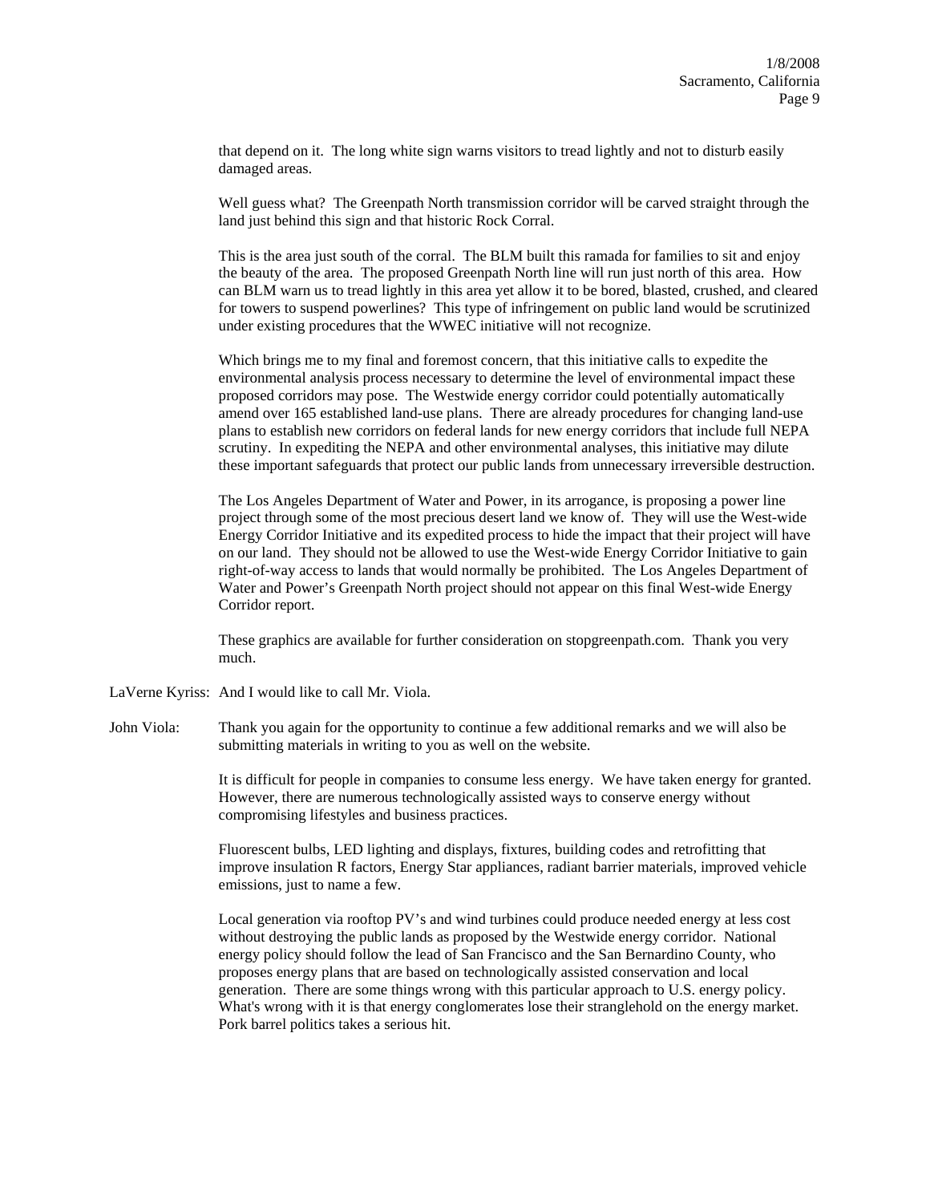that depend on it. The long white sign warns visitors to tread lightly and not to disturb easily damaged areas.

Well guess what? The Greenpath North transmission corridor will be carved straight through the land just behind this sign and that historic Rock Corral.

This is the area just south of the corral. The BLM built this ramada for families to sit and enjoy the beauty of the area. The proposed Greenpath North line will run just north of this area. How can BLM warn us to tread lightly in this area yet allow it to be bored, blasted, crushed, and cleared for towers to suspend powerlines? This type of infringement on public land would be scrutinized under existing procedures that the WWEC initiative will not recognize.

Which brings me to my final and foremost concern, that this initiative calls to expedite the environmental analysis process necessary to determine the level of environmental impact these proposed corridors may pose. The Westwide energy corridor could potentially automatically amend over 165 established land-use plans. There are already procedures for changing land-use plans to establish new corridors on federal lands for new energy corridors that include full NEPA scrutiny. In expediting the NEPA and other environmental analyses, this initiative may dilute these important safeguards that protect our public lands from unnecessary irreversible destruction.

The Los Angeles Department of Water and Power, in its arrogance, is proposing a power line project through some of the most precious desert land we know of. They will use the West-wide Energy Corridor Initiative and its expedited process to hide the impact that their project will have on our land. They should not be allowed to use the West-wide Energy Corridor Initiative to gain right-of-way access to lands that would normally be prohibited. The Los Angeles Department of Water and Power's Greenpath North project should not appear on this final West-wide Energy Corridor report.

These graphics are available for further consideration on stopgreenpath.com. Thank you very much.

LaVerne Kyriss: And I would like to call Mr. Viola.

John Viola: Thank you again for the opportunity to continue a few additional remarks and we will also be submitting materials in writing to you as well on the website.

It is difficult for people in companies to consume less energy. We have taken energy for granted. However, there are numerous technologically assisted ways to conserve energy without compromising lifestyles and business practices.

Fluorescent bulbs, LED lighting and displays, fixtures, building codes and retrofitting that improve insulation R factors, Energy Star appliances, radiant barrier materials, improved vehicle emissions, just to name a few.

Local generation via rooftop PV's and wind turbines could produce needed energy at less cost without destroying the public lands as proposed by the Westwide energy corridor. National energy policy should follow the lead of San Francisco and the San Bernardino County, who proposes energy plans that are based on technologically assisted conservation and local generation. There are some things wrong with this particular approach to U.S. energy policy. What's wrong with it is that energy conglomerates lose their stranglehold on the energy market. Pork barrel politics takes a serious hit.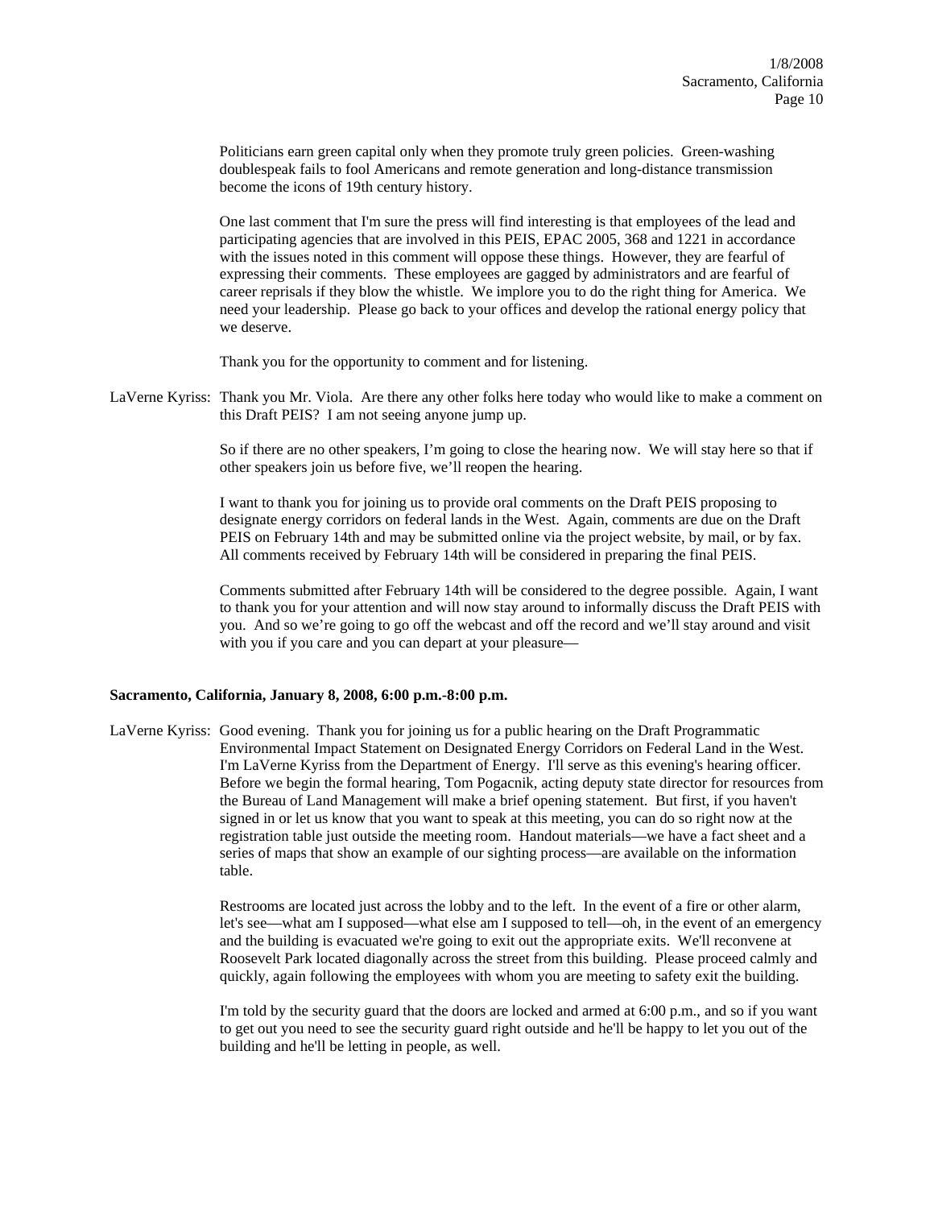Politicians earn green capital only when they promote truly green policies. Green-washing doublespeak fails to fool Americans and remote generation and long-distance transmission become the icons of 19th century history.

One last comment that I'm sure the press will find interesting is that employees of the lead and participating agencies that are involved in this PEIS, EPAC 2005, 368 and 1221 in accordance with the issues noted in this comment will oppose these things. However, they are fearful of expressing their comments. These employees are gagged by administrators and are fearful of career reprisals if they blow the whistle. We implore you to do the right thing for America. We need your leadership. Please go back to your offices and develop the rational energy policy that we deserve.

Thank you for the opportunity to comment and for listening.

LaVerne Kyriss: Thank you Mr. Viola. Are there any other folks here today who would like to make a comment on this Draft PEIS? I am not seeing anyone jump up.

So if there are no other speakers, I'm going to close the hearing now. We will stay here so that if other speakers join us before five, we'll reopen the hearing.

I want to thank you for joining us to provide oral comments on the Draft PEIS proposing to designate energy corridors on federal lands in the West. Again, comments are due on the Draft PEIS on February 14th and may be submitted online via the project website, by mail, or by fax. All comments received by February 14th will be considered in preparing the final PEIS.

Comments submitted after February 14th will be considered to the degree possible. Again, I want to thank you for your attention and will now stay around to informally discuss the Draft PEIS with you. And so we're going to go off the webcast and off the record and we'll stay around and visit with you if you care and you can depart at your pleasure—

**Sacramento, California, January 8, 2008, 6:00 p.m.-8:00 p.m.**

LaVerne Kyriss: Good evening. Thank you for joining us for a public hearing on the Draft Programmatic Environmental Impact Statement on Designated Energy Corridors on Federal Land in the West. I'm LaVerne Kyriss from the Department of Energy. I'll serve as this evening's hearing officer. Before we begin the formal hearing, Tom Pogacnik, acting deputy state director for resources from the Bureau of Land Management will make a brief opening statement. But first, if you haven't signed in or let us know that you want to speak at this meeting, you can do so right now at the registration table just outside the meeting room. Handout materials—we have a fact sheet and a series of maps that show an example of our sighting process—are available on the information table.

Restrooms are located just across the lobby and to the left. In the event of a fire or other alarm, let's see—what am I supposed—what else am I supposed to tell—oh, in the event of an emergency and the building is evacuated we're going to exit out the appropriate exits. We'll reconvene at Roosevelt Park located diagonally across the street from this building. Please proceed calmly and quickly, again following the employees with whom you are meeting to safety exit the building.

I'm told by the security guard that the doors are locked and armed at 6:00 p.m., and so if you want to get out you need to see the security guard right outside and he'll be happy to let you out of the building and he'll be letting in people, as well.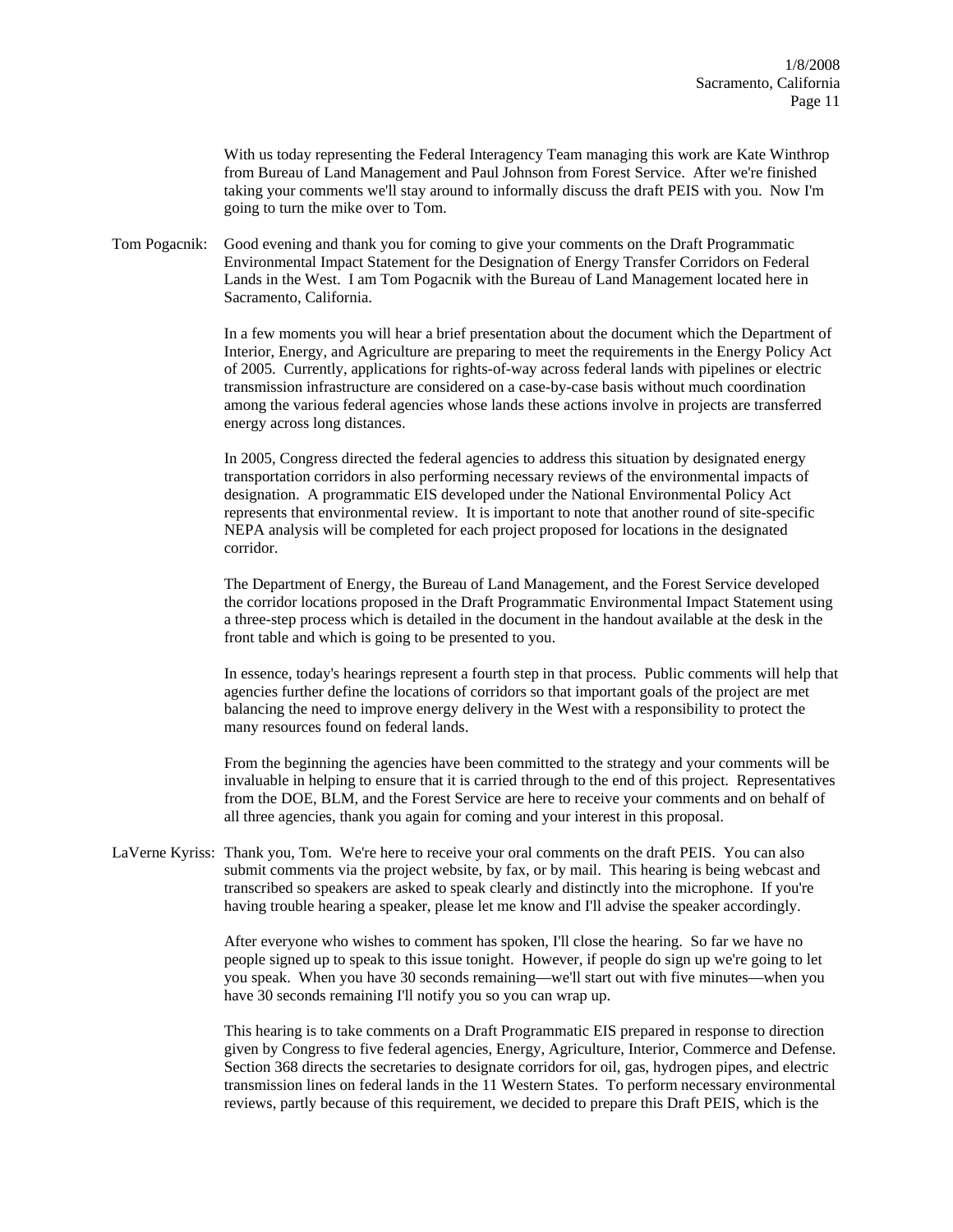With us today representing the Federal Interagency Team managing this work are Kate Winthrop from Bureau of Land Management and Paul Johnson from Forest Service. After we're finished taking your comments we'll stay around to informally discuss the draft PEIS with you. Now I'm going to turn the mike over to Tom.

Tom Pogacnik: Good evening and thank you for coming to give your comments on the Draft Programmatic Environmental Impact Statement for the Designation of Energy Transfer Corridors on Federal Lands in the West. I am Tom Pogacnik with the Bureau of Land Management located here in Sacramento, California.

In a few moments you will hear a brief presentation about the document which the Department of Interior, Energy, and Agriculture are preparing to meet the requirements in the Energy Policy Act of 2005. Currently, applications for rights-of-way across federal lands with pipelines or electric transmission infrastructure are considered on a case-by-case basis without much coordination among the various federal agencies whose lands these actions involve in projects are transferred energy across long distances.

In 2005, Congress directed the federal agencies to address this situation by designated energy transportation corridors in also performing necessary reviews of the environmental impacts of designation. A programmatic EIS developed under the National Environmental Policy Act represents that environmental review. It is important to note that another round of site-specific NEPA analysis will be completed for each project proposed for locations in the designated corridor.

The Department of Energy, the Bureau of Land Management, and the Forest Service developed the corridor locations proposed in the Draft Programmatic Environmental Impact Statement using a three-step process which is detailed in the document in the handout available at the desk in the front table and which is going to be presented to you.

In essence, today's hearings represent a fourth step in that process. Public comments will help that agencies further define the locations of corridors so that important goals of the project are met balancing the need to improve energy delivery in the West with a responsibility to protect the many resources found on federal lands.

From the beginning the agencies have been committed to the strategy and your comments will be invaluable in helping to ensure that it is carried through to the end of this project. Representatives from the DOE, BLM, and the Forest Service are here to receive your comments and on behalf of all three agencies, thank you again for coming and your interest in this proposal.

LaVerne Kyriss: Thank you, Tom. We're here to receive your oral comments on the draft PEIS. You can also submit comments via the project website, by fax, or by mail. This hearing is being webcast and transcribed so speakers are asked to speak clearly and distinctly into the microphone. If you're having trouble hearing a speaker, please let me know and I'll advise the speaker accordingly.

After everyone who wishes to comment has spoken, I'll close the hearing. So far we have no people signed up to speak to this issue tonight. However, if people do sign up we're going to let you speak. When you have 30 seconds remaining—we'll start out with five minutes—when you have 30 seconds remaining I'll notify you so you can wrap up.

This hearing is to take comments on a Draft Programmatic EIS prepared in response to direction given by Congress to five federal agencies, Energy, Agriculture, Interior, Commerce and Defense. Section 368 directs the secretaries to designate corridors for oil, gas, hydrogen pipes, and electric transmission lines on federal lands in the 11 Western States. To perform necessary environmental reviews, partly because of this requirement, we decided to prepare this Draft PEIS, which is the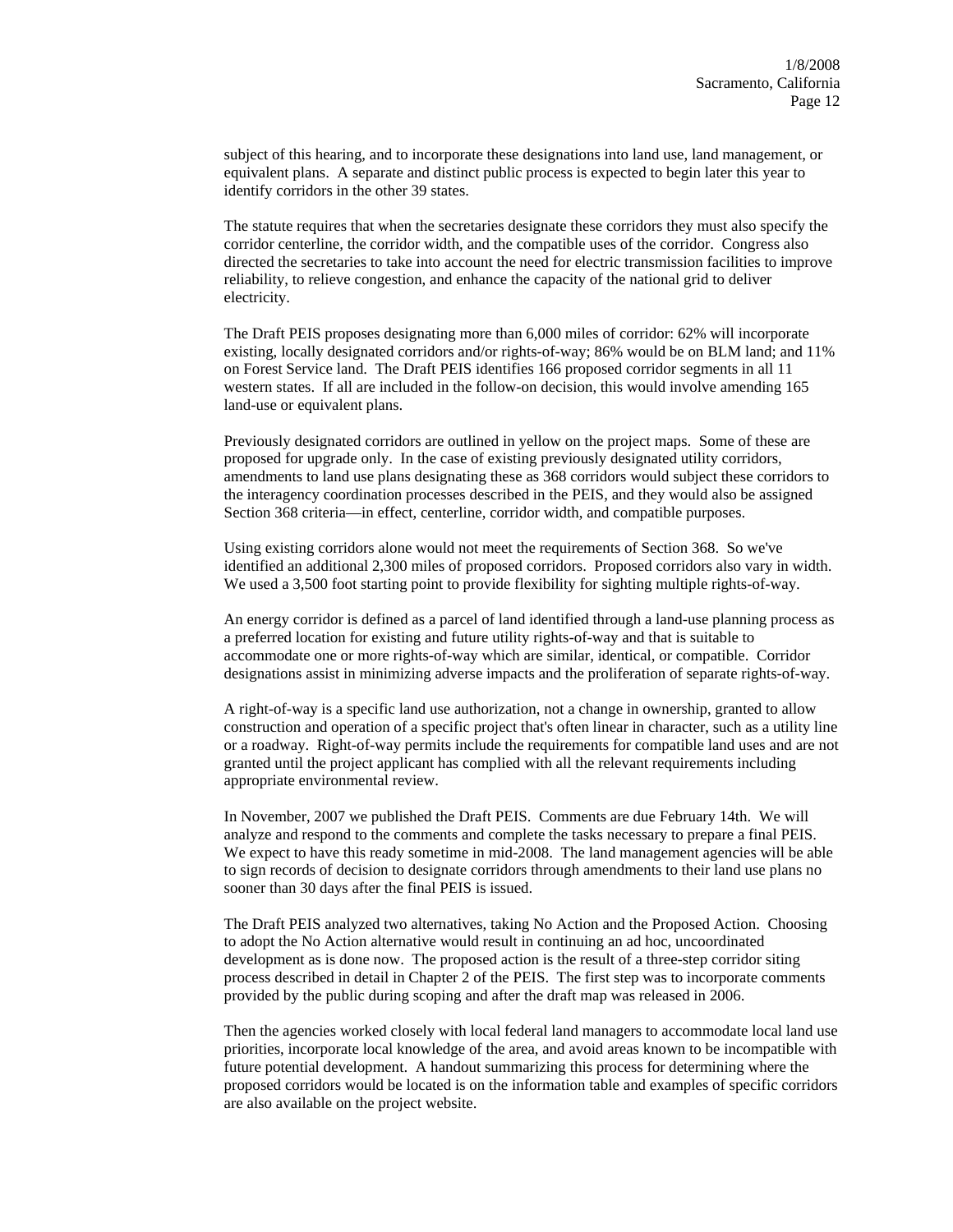subject of this hearing, and to incorporate these designations into land use, land management, or equivalent plans. A separate and distinct public process is expected to begin later this year to identify corridors in the other 39 states.

The statute requires that when the secretaries designate these corridors they must also specify the corridor centerline, the corridor width, and the compatible uses of the corridor. Congress also directed the secretaries to take into account the need for electric transmission facilities to improve reliability, to relieve congestion, and enhance the capacity of the national grid to deliver electricity.

The Draft PEIS proposes designating more than 6,000 miles of corridor: 62% will incorporate existing, locally designated corridors and/or rights-of-way; 86% would be on BLM land; and 11% on Forest Service land. The Draft PEIS identifies 166 proposed corridor segments in all 11 western states. If all are included in the follow-on decision, this would involve amending 165 land-use or equivalent plans.

Previously designated corridors are outlined in yellow on the project maps. Some of these are proposed for upgrade only. In the case of existing previously designated utility corridors, amendments to land use plans designating these as 368 corridors would subject these corridors to the interagency coordination processes described in the PEIS, and they would also be assigned Section 368 criteria—in effect, centerline, corridor width, and compatible purposes.

Using existing corridors alone would not meet the requirements of Section 368. So we've identified an additional 2,300 miles of proposed corridors. Proposed corridors also vary in width. We used a 3,500 foot starting point to provide flexibility for sighting multiple rights-of-way.

An energy corridor is defined as a parcel of land identified through a land-use planning process as a preferred location for existing and future utility rights-of-way and that is suitable to accommodate one or more rights-of-way which are similar, identical, or compatible. Corridor designations assist in minimizing adverse impacts and the proliferation of separate rights-of-way.

A right-of-way is a specific land use authorization, not a change in ownership, granted to allow construction and operation of a specific project that's often linear in character, such as a utility line or a roadway. Right-of-way permits include the requirements for compatible land uses and are not granted until the project applicant has complied with all the relevant requirements including appropriate environmental review.

In November, 2007 we published the Draft PEIS. Comments are due February 14th. We will analyze and respond to the comments and complete the tasks necessary to prepare a final PEIS. We expect to have this ready sometime in mid-2008. The land management agencies will be able to sign records of decision to designate corridors through amendments to their land use plans no sooner than 30 days after the final PEIS is issued.

The Draft PEIS analyzed two alternatives, taking No Action and the Proposed Action. Choosing to adopt the No Action alternative would result in continuing an ad hoc, uncoordinated development as is done now. The proposed action is the result of a three-step corridor siting process described in detail in Chapter 2 of the PEIS. The first step was to incorporate comments provided by the public during scoping and after the draft map was released in 2006.

Then the agencies worked closely with local federal land managers to accommodate local land use priorities, incorporate local knowledge of the area, and avoid areas known to be incompatible with future potential development. A handout summarizing this process for determining where the proposed corridors would be located is on the information table and examples of specific corridors are also available on the project website.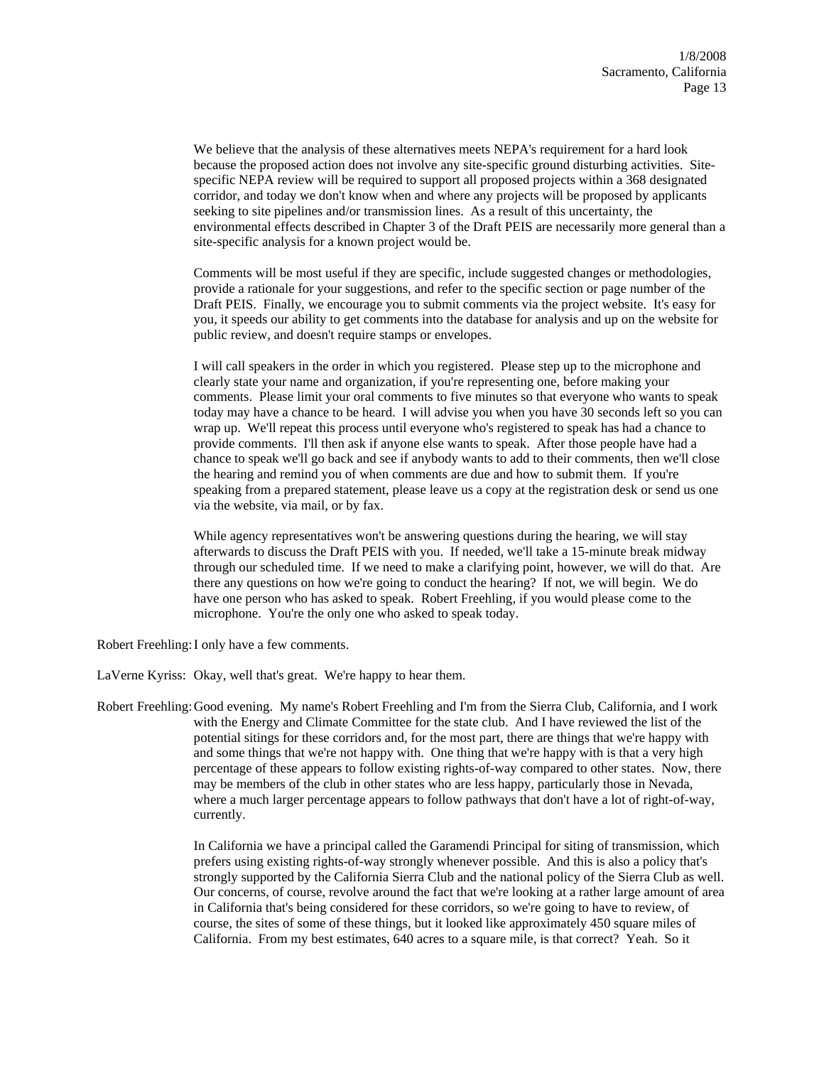We believe that the analysis of these alternatives meets NEPA's requirement for a hard look because the proposed action does not involve any site-specific ground disturbing activities. Site-specific NEPA review will be required to support all proposed projects within a 368 designated corridor, and today we don't know when and where any projects will be proposed by applicants seeking to site pipelines and/or transmission lines. As a result of this uncertainty, the environmental effects described in Chapter 3 of the Draft PEIS are necessarily more general than a site-specific analysis for a known project would be.

Comments will be most useful if they are specific, include suggested changes or methodologies, provide a rationale for your suggestions, and refer to the specific section or page number of the Draft PEIS. Finally, we encourage you to submit comments via the project website. It's easy for you, it speeds our ability to get comments into the database for analysis and up on the website for public review, and doesn't require stamps or envelopes.

I will call speakers in the order in which you registered. Please step up to the microphone and clearly state your name and organization, if you're representing one, before making your comments. Please limit your oral comments to five minutes so that everyone who wants to speak today may have a chance to be heard. I will advise you when you have 30 seconds left so you can wrap up. We'll repeat this process until everyone who's registered to speak has had a chance to provide comments. I'll then ask if anyone else wants to speak. After those people have had a chance to speak we'll go back and see if anybody wants to add to their comments, then we'll close the hearing and remind you of when comments are due and how to submit them. If you're speaking from a prepared statement, please leave us a copy at the registration desk or send us one via the website, via mail, or by fax.

While agency representatives won't be answering questions during the hearing, we will stay afterwards to discuss the Draft PEIS with you. If needed, we'll take a 15-minute break midway through our scheduled time. If we need to make a clarifying point, however, we will do that. Are there any questions on how we're going to conduct the hearing? If not, we will begin. We do have one person who has asked to speak. Robert Freehling, if you would please come to the microphone. You're the only one who asked to speak today.

Robert Freehling: I only have a few comments.

LaVerne Kyriss: Okay, well that's great. We're happy to hear them.

Robert Freehling: Good evening. My name's Robert Freehling and I'm from the Sierra Club, California, and I work with the Energy and Climate Committee for the state club. And I have reviewed the list of the potential sitings for these corridors and, for the most part, there are things that we're happy with and some things that we're not happy with. One thing that we're happy with is that a very high percentage of these appears to follow existing rights-of-way compared to other states. Now, there may be members of the club in other states who are less happy, particularly those in Nevada, where a much larger percentage appears to follow pathways that don't have a lot of right-of-way, currently.

In California we have a principal called the Garamendi Principal for siting of transmission, which prefers using existing rights-of-way strongly whenever possible. And this is also a policy that's strongly supported by the California Sierra Club and the national policy of the Sierra Club as well. Our concerns, of course, revolve around the fact that we're looking at a rather large amount of area in California that's being considered for these corridors, so we're going to have to review, of course, the sites of some of these things, but it looked like approximately 450 square miles of California. From my best estimates, 640 acres to a square mile, is that correct? Yeah. So it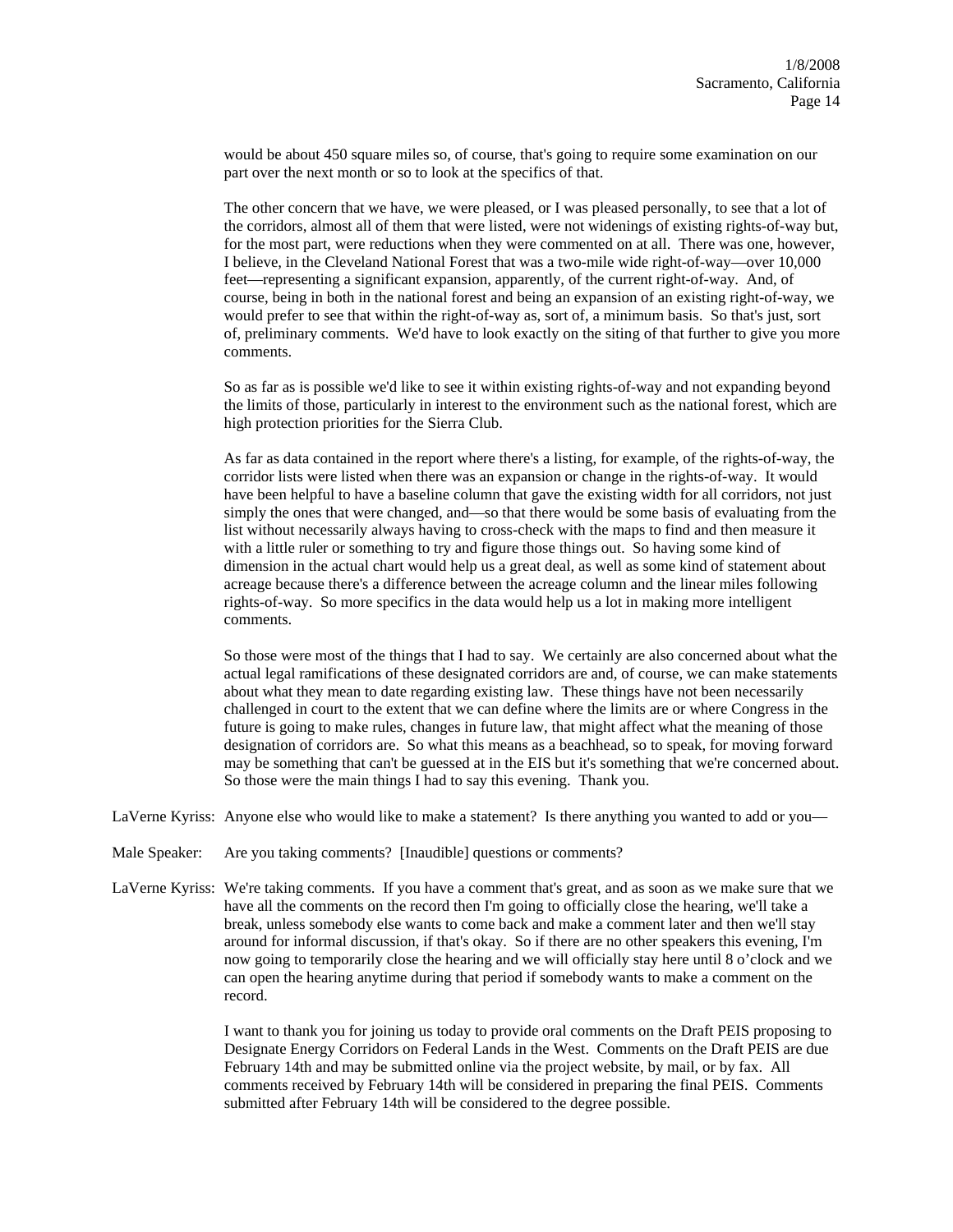would be about 450 square miles so, of course, that's going to require some examination on our part over the next month or so to look at the specifics of that.

The other concern that we have, we were pleased, or I was pleased personally, to see that a lot of the corridors, almost all of them that were listed, were not widenings of existing rights-of-way but, for the most part, were reductions when they were commented on at all. There was one, however, I believe, in the Cleveland National Forest that was a two-mile wide right-of-way—over 10,000 feet—representing a significant expansion, apparently, of the current right-of-way. And, of course, being in both in the national forest and being an expansion of an existing right-of-way, we would prefer to see that within the right-of-way as, sort of, a minimum basis. So that's just, sort of, preliminary comments. We'd have to look exactly on the siting of that further to give you more comments.

So as far as is possible we'd like to see it within existing rights-of-way and not expanding beyond the limits of those, particularly in interest to the environment such as the national forest, which are high protection priorities for the Sierra Club.

As far as data contained in the report where there's a listing, for example, of the rights-of-way, the corridor lists were listed when there was an expansion or change in the rights-of-way. It would have been helpful to have a baseline column that gave the existing width for all corridors, not just simply the ones that were changed, and—so that there would be some basis of evaluating from the list without necessarily always having to cross-check with the maps to find and then measure it with a little ruler or something to try and figure those things out. So having some kind of dimension in the actual chart would help us a great deal, as well as some kind of statement about acreage because there's a difference between the acreage column and the linear miles following rights-of-way. So more specifics in the data would help us a lot in making more intelligent comments.

So those were most of the things that I had to say. We certainly are also concerned about what the actual legal ramifications of these designated corridors are and, of course, we can make statements about what they mean to date regarding existing law. These things have not been necessarily challenged in court to the extent that we can define where the limits are or where Congress in the future is going to make rules, changes in future law, that might affect what the meaning of those designation of corridors are. So what this means as a beachhead, so to speak, for moving forward may be something that can't be guessed at in the EIS but it's something that we're concerned about. So those were the main things I had to say this evening. Thank you.

LaVerne Kyriss: Anyone else who would like to make a statement? Is there anything you wanted to add or you—

Male Speaker: Are you taking comments? [Inaudible] questions or comments?

LaVerne Kyriss: We're taking comments. If you have a comment that's great, and as soon as we make sure that we have all the comments on the record then I'm going to officially close the hearing, we'll take a break, unless somebody else wants to come back and make a comment later and then we'll stay around for informal discussion, if that's okay. So if there are no other speakers this evening, I'm now going to temporarily close the hearing and we will officially stay here until 8 o'clock and we can open the hearing anytime during that period if somebody wants to make a comment on the record.

I want to thank you for joining us today to provide oral comments on the Draft PEIS proposing to Designate Energy Corridors on Federal Lands in the West. Comments on the Draft PEIS are due February 14th and may be submitted online via the project website, by mail, or by fax. All comments received by February 14th will be considered in preparing the final PEIS. Comments submitted after February 14th will be considered to the degree possible.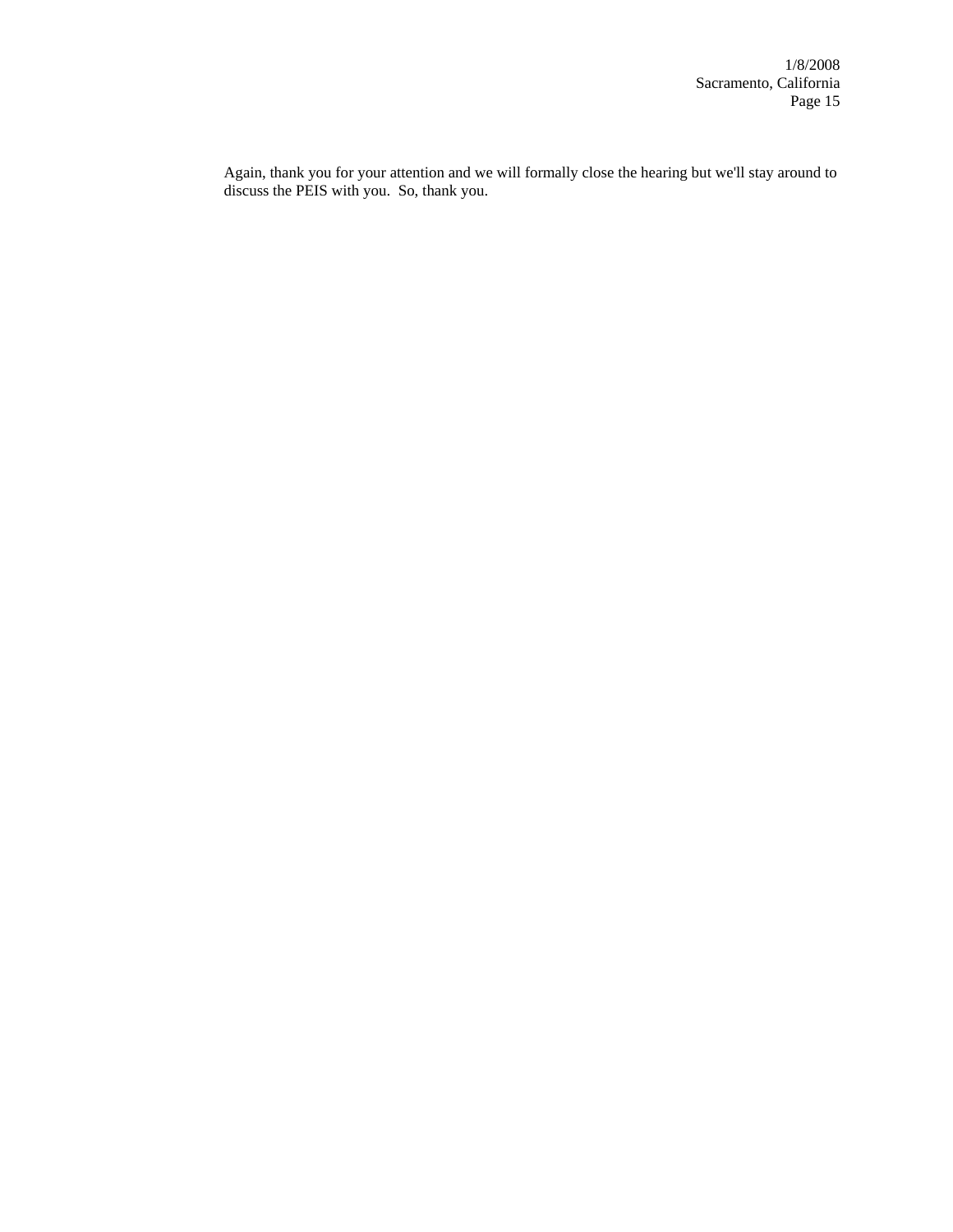Again, thank you for your attention and we will formally close the hearing but we'll stay around to discuss the PEIS with you.  So, thank you.